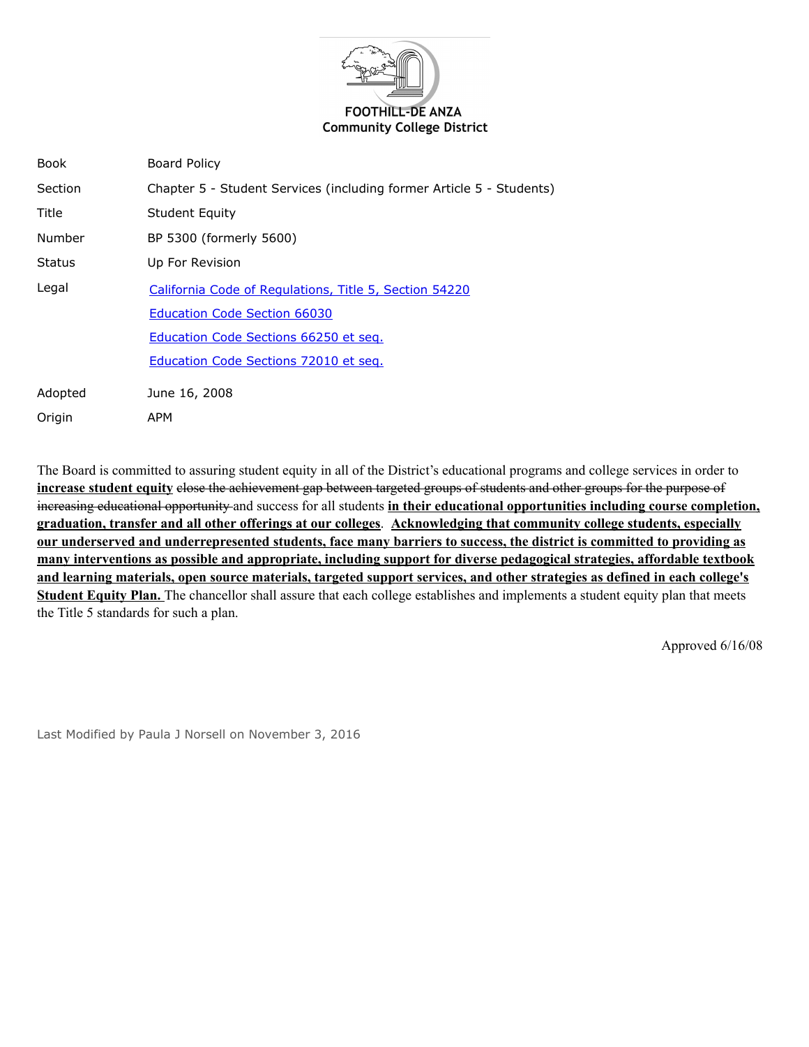**FOOTHILL-DE ANZA**
**Community College District**

| | |
|---|---|
| Book | Board Policy |
| Section | Chapter 5 - Student Services (including former Article 5 - Students) |
| Title | Student Equity |
| Number | BP 5300 (formerly 5600) |
| Status | Up For Revision |
| Legal | California Code of Regulations, Title 5, Section 54220<br>Education Code Section 66030<br>Education Code Sections 66250 et seq.<br>Education Code Sections 72010 et seq. |
| Adopted | June 16, 2008 |
| Origin | APM |

The Board is committed to assuring student equity in all of the District's educational programs and college services in order to **increase student equity** ~~close the achievement gap between targeted groups of students and other groups for the purpose of increasing educational opportunity~~ and success for all students **in their educational opportunities including course completion, graduation, transfer and all other offerings at our colleges**. **Acknowledging that community college students, especially our underserved and underrepresented students, face many barriers to success, the district is committed to providing as many interventions as possible and appropriate, including support for diverse pedagogical strategies, affordable textbook and learning materials, open source materials, targeted support services, and other strategies as defined in each college's Student Equity Plan.** The chancellor shall assure that each college establishes and implements a student equity plan that meets the Title 5 standards for such a plan.

Approved 6/16/08

Last Modified by Paula J Norsell on November 3, 2016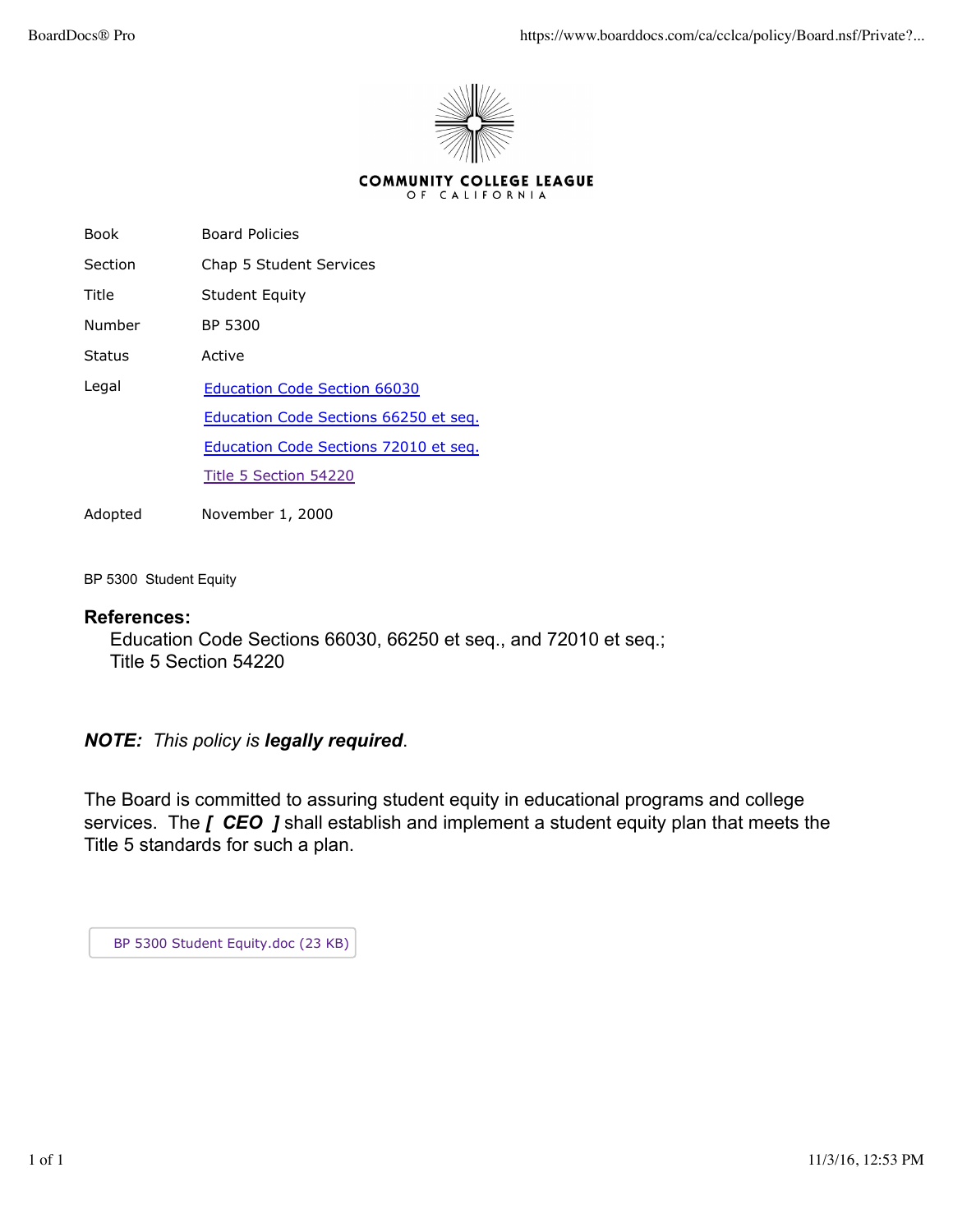COMMUNITY COLLEGE LEAGUE OF CALIFORNIA

| | |
|---|---|
| Book | Board Policies |
| Section | Chap 5 Student Services |
| Title | Student Equity |
| Number | BP 5300 |
| Status | Active |
| Legal | Education Code Section 66030 |
| | Education Code Sections 66250 et seq. |
| | Education Code Sections 72010 et seq. |
| | Title 5 Section 54220 |
| Adopted | November 1, 2000 |

BP 5300 Student Equity

**References:**

Education Code Sections 66030, 66250 et seq., and 72010 et seq.;
Title 5 Section 54220

***NOTE:*** *This policy is* ***legally required****.*

The Board is committed to assuring student equity in educational programs and college services. The ***[ CEO ]*** shall establish and implement a student equity plan that meets the Title 5 standards for such a plan.

BP 5300 Student Equity.doc (23 KB)